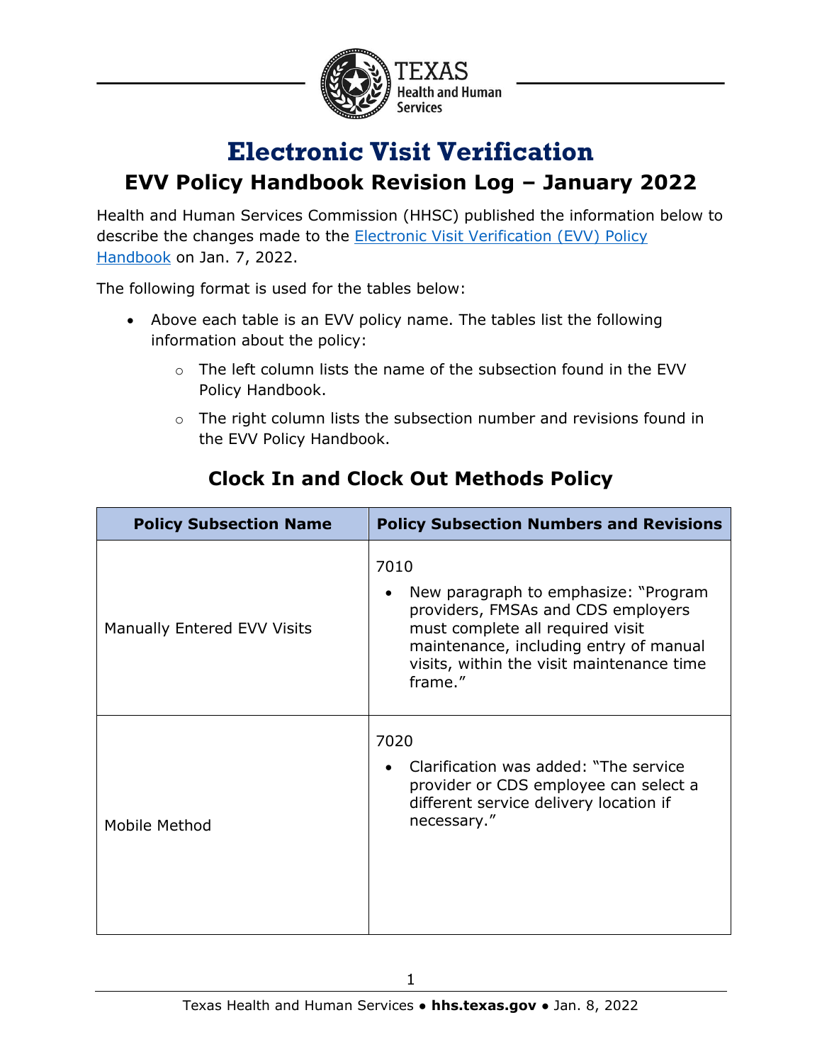# Electronic Visit Verification

## EVV Policy Handbook Revision Log – January 2022

Health and Human Services Commission (HHSC) published the information below to describe the changes made to the Electronic Visit Verification (EVV) Policy Handbook on Jan. 7, 2022.

The following format is used for the tables below:

- Above each table is an EVV policy name. The tables list the following information about the policy:
  - The left column lists the name of the subsection found in the EVV Policy Handbook.
  - The right column lists the subsection number and revisions found in the EVV Policy Handbook.

## Clock In and Clock Out Methods Policy

| Policy Subsection Name | Policy Subsection Numbers and Revisions |
|---|---|
| Manually Entered EVV Visits | 7010<br>• New paragraph to emphasize: "Program providers, FMSAs and CDS employers must complete all required visit maintenance, including entry of manual visits, within the visit maintenance time frame." |
| Mobile Method | 7020<br>• Clarification was added: "The service provider or CDS employee can select a different service delivery location if necessary." |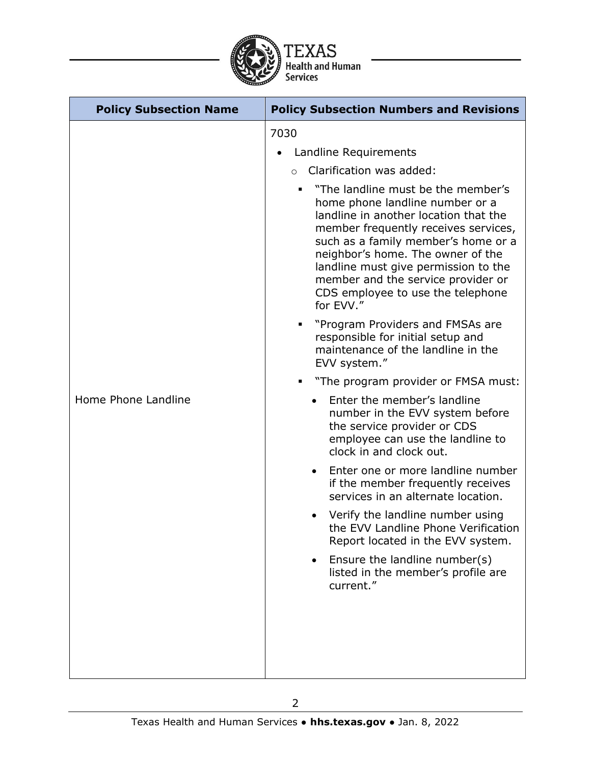| Policy Subsection Name | Policy Subsection Numbers and Revisions |
|---|---|
| Home Phone Landline | 7030<br>• Landline Requirements<br>  ○ Clarification was added:<br>    ▪ "The landline must be the member's home phone landline number or a landline in another location that the member frequently receives services, such as a family member's home or a neighbor's home. The owner of the landline must give permission to the member and the service provider or CDS employee to use the telephone for EVV."<br>    ▪ "Program Providers and FMSAs are responsible for initial setup and maintenance of the landline in the EVV system."<br>    ▪ "The program provider or FMSA must:<br>      • Enter the member's landline number in the EVV system before the service provider or CDS employee can use the landline to clock in and clock out.<br>      • Enter one or more landline number if the member frequently receives services in an alternate location.<br>      • Verify the landline number using the EVV Landline Phone Verification Report located in the EVV system.<br>      • Ensure the landline number(s) listed in the member's profile are current." |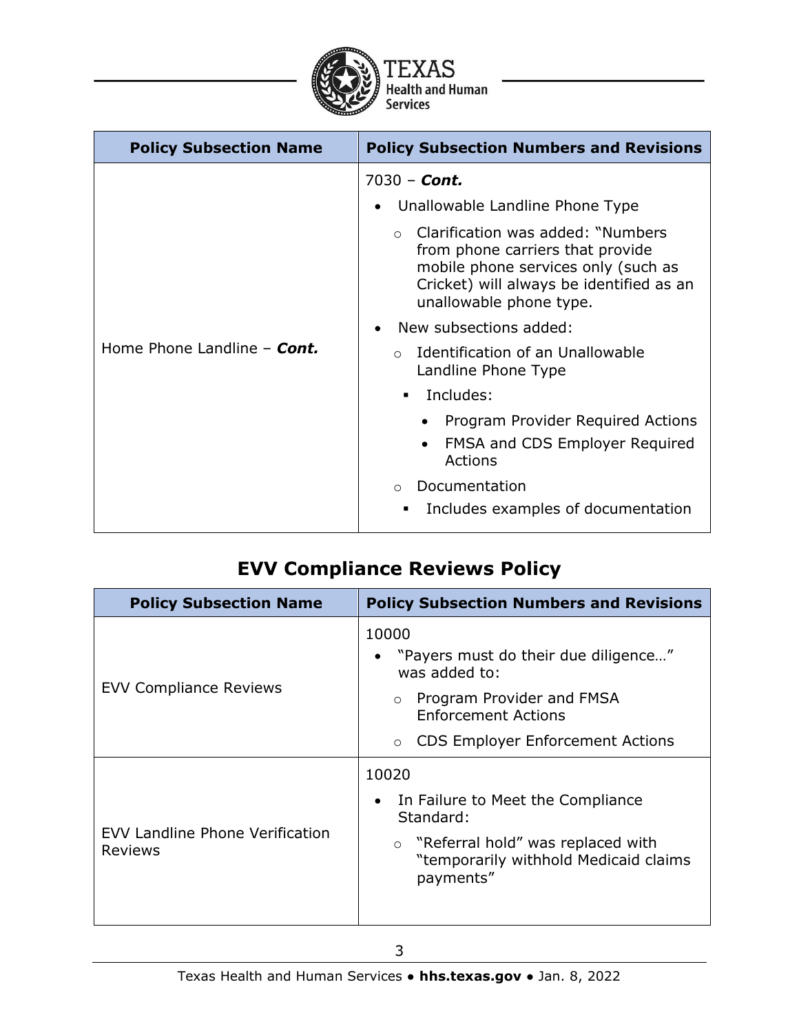| Policy Subsection Name | Policy Subsection Numbers and Revisions |
|---|---|
| Home Phone Landline – ***Cont.*** | 7030 – ***Cont.***<br>• Unallowable Landline Phone Type<br>  ○ Clarification was added: "Numbers from phone carriers that provide mobile phone services only (such as Cricket) will always be identified as an unallowable phone type.<br>• New subsections added:<br>  ○ Identification of an Unallowable Landline Phone Type<br>    ▪ Includes:<br>      • Program Provider Required Actions<br>      • FMSA and CDS Employer Required Actions<br>  ○ Documentation<br>    ▪ Includes examples of documentation |

## EVV Compliance Reviews Policy

| Policy Subsection Name | Policy Subsection Numbers and Revisions |
|---|---|
| EVV Compliance Reviews | 10000<br>• "Payers must do their due diligence…" was added to:<br>  ○ Program Provider and FMSA Enforcement Actions<br>  ○ CDS Employer Enforcement Actions |
| EVV Landline Phone Verification Reviews | 10020<br>• In Failure to Meet the Compliance Standard:<br>  ○ "Referral hold" was replaced with "temporarily withhold Medicaid claims payments" |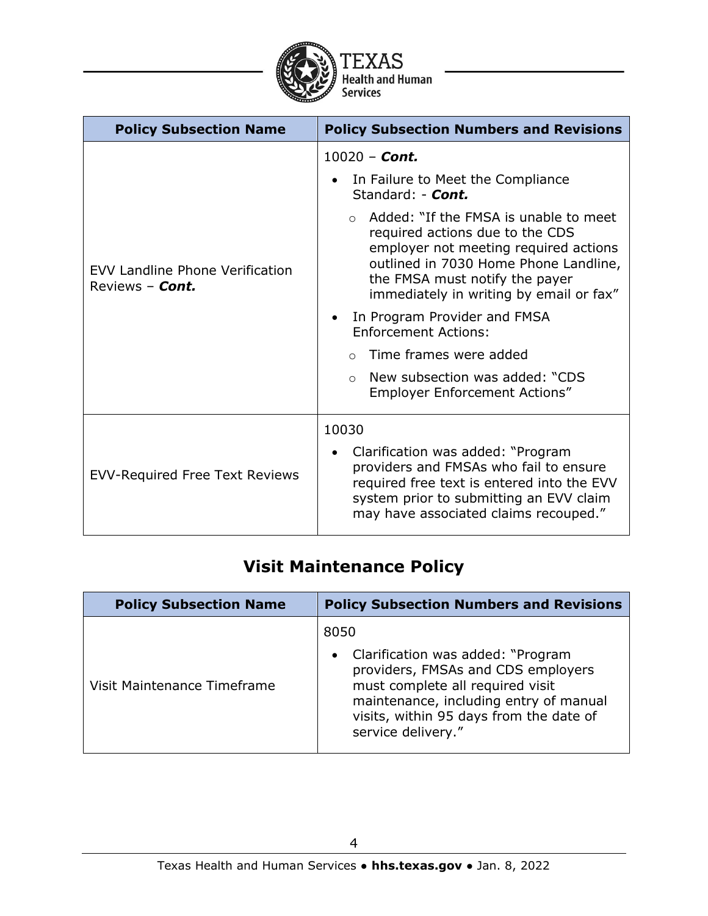| Policy Subsection Name | Policy Subsection Numbers and Revisions |
|---|---|
| EVV Landline Phone Verification Reviews – ***Cont.*** | 10020 – ***Cont.*** <br>• In Failure to Meet the Compliance Standard: - ***Cont.*** <br>  ○ Added: "If the FMSA is unable to meet required actions due to the CDS employer not meeting required actions outlined in 7030 Home Phone Landline, the FMSA must notify the payer immediately in writing by email or fax" <br>• In Program Provider and FMSA Enforcement Actions: <br>  ○ Time frames were added <br>  ○ New subsection was added: "CDS Employer Enforcement Actions" |
| EVV-Required Free Text Reviews | 10030 <br>• Clarification was added: "Program providers and FMSAs who fail to ensure required free text is entered into the EVV system prior to submitting an EVV claim may have associated claims recouped." |

## Visit Maintenance Policy

| Policy Subsection Name | Policy Subsection Numbers and Revisions |
|---|---|
| Visit Maintenance Timeframe | 8050 <br>• Clarification was added: "Program providers, FMSAs and CDS employers must complete all required visit maintenance, including entry of manual visits, within 95 days from the date of service delivery." |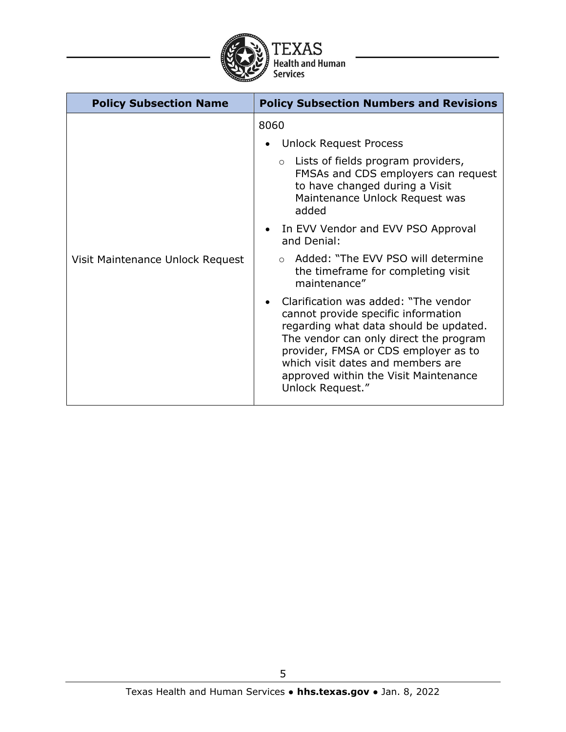| Policy Subsection Name | Policy Subsection Numbers and Revisions |
|---|---|
| Visit Maintenance Unlock Request | 8060<br>• Unlock Request Process<br>  ○ Lists of fields program providers, FMSAs and CDS employers can request to have changed during a Visit Maintenance Unlock Request was added<br>• In EVV Vendor and EVV PSO Approval and Denial:<br>  ○ Added: "The EVV PSO will determine the timeframe for completing visit maintenance"<br>• Clarification was added: "The vendor cannot provide specific information regarding what data should be updated. The vendor can only direct the program provider, FMSA or CDS employer as to which visit dates and members are approved within the Visit Maintenance Unlock Request." |